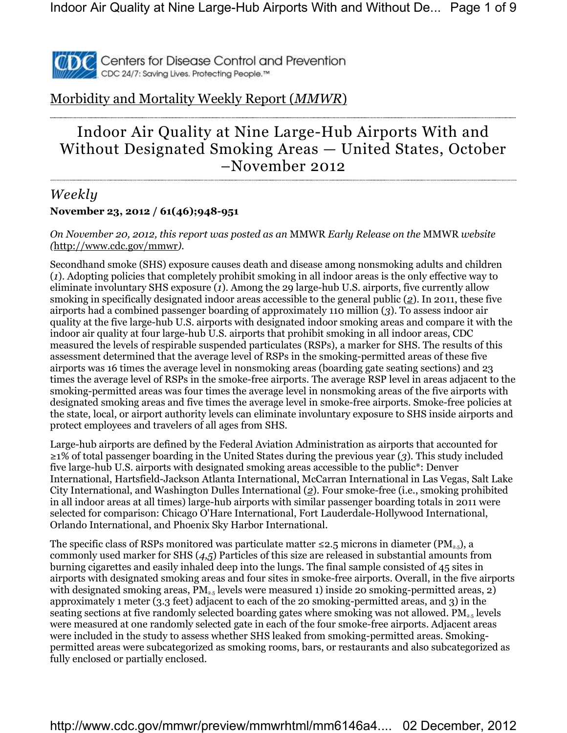Centers for Disease Control and Prevention
CDC 24/7: Saving Lives. Protecting People.™

Morbidity and Mortality Weekly Report (*MMWR*)

# Indoor Air Quality at Nine Large-Hub Airports With and Without Designated Smoking Areas — United States, October –November 2012

## *Weekly*

**November 23, 2012 / 61(46);948-951**

*On November 20, 2012, this report was posted as an* MMWR *Early Release on the* MMWR *website (*http://www.cdc.gov/mmwr*).*

Secondhand smoke (SHS) exposure causes death and disease among nonsmoking adults and children (*1*). Adopting policies that completely prohibit smoking in all indoor areas is the only effective way to eliminate involuntary SHS exposure (*1*). Among the 29 large-hub U.S. airports, five currently allow smoking in specifically designated indoor areas accessible to the general public (*2*). In 2011, these five airports had a combined passenger boarding of approximately 110 million (*3*). To assess indoor air quality at the five large-hub U.S. airports with designated indoor smoking areas and compare it with the indoor air quality at four large-hub U.S. airports that prohibit smoking in all indoor areas, CDC measured the levels of respirable suspended particulates (RSPs), a marker for SHS. The results of this assessment determined that the average level of RSPs in the smoking-permitted areas of these five airports was 16 times the average level in nonsmoking areas (boarding gate seating sections) and 23 times the average level of RSPs in the smoke-free airports. The average RSP level in areas adjacent to the smoking-permitted areas was four times the average level in nonsmoking areas of the five airports with designated smoking areas and five times the average level in smoke-free airports. Smoke-free policies at the state, local, or airport authority levels can eliminate involuntary exposure to SHS inside airports and protect employees and travelers of all ages from SHS.

Large-hub airports are defined by the Federal Aviation Administration as airports that accounted for ≥1% of total passenger boarding in the United States during the previous year (*3*). This study included five large-hub U.S. airports with designated smoking areas accessible to the public*: Denver International, Hartsfield-Jackson Atlanta International, McCarran International in Las Vegas, Salt Lake City International, and Washington Dulles International (*2*). Four smoke-free (i.e., smoking prohibited in all indoor areas at all times) large-hub airports with similar passenger boarding totals in 2011 were selected for comparison: Chicago O'Hare International, Fort Lauderdale-Hollywood International, Orlando International, and Phoenix Sky Harbor International.

The specific class of RSPs monitored was particulate matter ≤2.5 microns in diameter ($PM_{2.5}$), a commonly used marker for SHS (*4,5*) Particles of this size are released in substantial amounts from burning cigarettes and easily inhaled deep into the lungs. The final sample consisted of 45 sites in airports with designated smoking areas and four sites in smoke-free airports. Overall, in the five airports with designated smoking areas, $PM_{2.5}$ levels were measured 1) inside 20 smoking-permitted areas, 2) approximately 1 meter (3.3 feet) adjacent to each of the 20 smoking-permitted areas, and 3) in the seating sections at five randomly selected boarding gates where smoking was not allowed. $PM_{2.5}$ levels were measured at one randomly selected gate in each of the four smoke-free airports. Adjacent areas were included in the study to assess whether SHS leaked from smoking-permitted areas. Smoking-permitted areas were subcategorized as smoking rooms, bars, or restaurants and also subcategorized as fully enclosed or partially enclosed.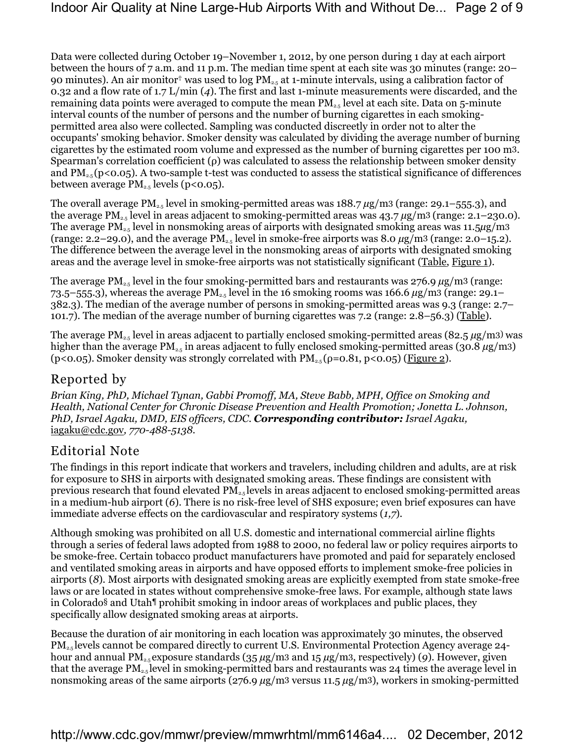Data were collected during October 19–November 1, 2012, by one person during 1 day at each airport between the hours of 7 a.m. and 11 p.m. The median time spent at each site was 30 minutes (range: 20–90 minutes). An air monitor[†] was used to log $PM_{2.5}$ at 1-minute intervals, using a calibration factor of 0.32 and a flow rate of 1.7 L/min (*4*). The first and last 1-minute measurements were discarded, and the remaining data points were averaged to compute the mean $PM_{2.5}$ level at each site. Data on 5-minute interval counts of the number of persons and the number of burning cigarettes in each smoking-permitted area also were collected. Sampling was conducted discreetly in order not to alter the occupants' smoking behavior. Smoker density was calculated by dividing the average number of burning cigarettes by the estimated room volume and expressed as the number of burning cigarettes per 100 $m^3$. Spearman's correlation coefficient (ρ) was calculated to assess the relationship between smoker density and $PM_{2.5}$ ($p<0.05$). A two-sample t-test was conducted to assess the statistical significance of differences between average $PM_{2.5}$ levels ($p<0.05$).

The overall average $PM_{2.5}$ level in smoking-permitted areas was 188.7 $\mu g/m^3$ (range: 29.1–555.3), and the average $PM_{2.5}$ level in areas adjacent to smoking-permitted areas was 43.7 $\mu g/m^3$ (range: 2.1–230.0). The average $PM_{2.5}$ level in nonsmoking areas of airports with designated smoking areas was 11.5$\mu g/m^3$ (range: 2.2–29.0), and the average $PM_{2.5}$ level in smoke-free airports was 8.0 $\mu g/m^3$ (range: 2.0–15.2). The difference between the average level in the nonsmoking areas of airports with designated smoking areas and the average level in smoke-free airports was not statistically significant (Table, Figure 1).

The average $PM_{2.5}$ level in the four smoking-permitted bars and restaurants was 276.9 $\mu g/m^3$ (range: 73.5–555.3), whereas the average $PM_{2.5}$ level in the 16 smoking rooms was 166.6 $\mu g/m^3$ (range: 29.1–382.3). The median of the average number of persons in smoking-permitted areas was 9.3 (range: 2.7–101.7). The median of the average number of burning cigarettes was 7.2 (range: 2.8–56.3) (Table).

The average $PM_{2.5}$ level in areas adjacent to partially enclosed smoking-permitted areas (82.5 $\mu g/m^3$) was higher than the average $PM_{2.5}$ in areas adjacent to fully enclosed smoking-permitted areas (30.8 $\mu g/m^3$) ($p<0.05$). Smoker density was strongly correlated with $PM_{2.5}$ ($\rho=0.81$, $p<0.05$) (Figure 2).

## Reported by

*Brian King, PhD, Michael Tynan, Gabbi Promoff, MA, Steve Babb, MPH, Office on Smoking and Health, National Center for Chronic Disease Prevention and Health Promotion; Jonetta L. Johnson, PhD, Israel Agaku, DMD, EIS officers, CDC.* ***Corresponding contributor:*** *Israel Agaku,* iagaku@cdc.gov, *770-488-5138.*

## Editorial Note

The findings in this report indicate that workers and travelers, including children and adults, are at risk for exposure to SHS in airports with designated smoking areas. These findings are consistent with previous research that found elevated $PM_{2.5}$ levels in areas adjacent to enclosed smoking-permitted areas in a medium-hub airport (*6*). There is no risk-free level of SHS exposure; even brief exposures can have immediate adverse effects on the cardiovascular and respiratory systems (*1,7*).

Although smoking was prohibited on all U.S. domestic and international commercial airline flights through a series of federal laws adopted from 1988 to 2000, no federal law or policy requires airports to be smoke-free. Certain tobacco product manufacturers have promoted and paid for separately enclosed and ventilated smoking areas in airports and have opposed efforts to implement smoke-free policies in airports (*8*). Most airports with designated smoking areas are explicitly exempted from state smoke-free laws or are located in states without comprehensive smoke-free laws. For example, although state laws in Colorado[§] and Utah[¶] prohibit smoking in indoor areas of workplaces and public places, they specifically allow designated smoking areas at airports.

Because the duration of air monitoring in each location was approximately 30 minutes, the observed $PM_{2.5}$ levels cannot be compared directly to current U.S. Environmental Protection Agency average 24-hour and annual $PM_{2.5}$ exposure standards (35 $\mu g/m^3$ and 15 $\mu g/m^3$, respectively) (*9*). However, given that the average $PM_{2.5}$ level in smoking-permitted bars and restaurants was 24 times the average level in nonsmoking areas of the same airports (276.9 $\mu g/m^3$ versus 11.5 $\mu g/m^3$), workers in smoking-permitted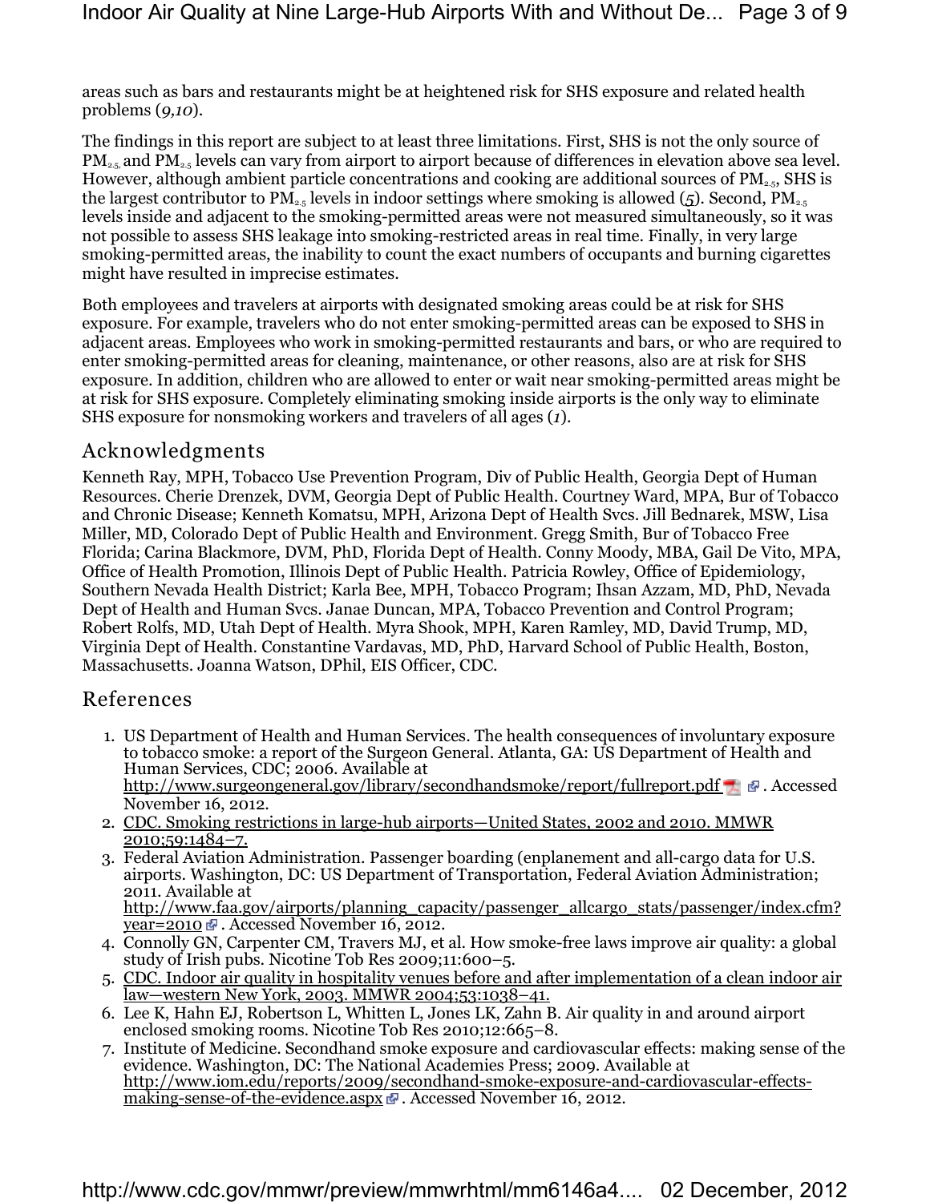areas such as bars and restaurants might be at heightened risk for SHS exposure and related health problems (*9,10*).

The findings in this report are subject to at least three limitations. First, SHS is not the only source of $PM_{2.5}$ and $PM_{2.5}$ levels can vary from airport to airport because of differences in elevation above sea level. However, although ambient particle concentrations and cooking are additional sources of $PM_{2.5}$, SHS is the largest contributor to $PM_{2.5}$ levels in indoor settings where smoking is allowed (*5*). Second, $PM_{2.5}$ levels inside and adjacent to the smoking-permitted areas were not measured simultaneously, so it was not possible to assess SHS leakage into smoking-restricted areas in real time. Finally, in very large smoking-permitted areas, the inability to count the exact numbers of occupants and burning cigarettes might have resulted in imprecise estimates.

Both employees and travelers at airports with designated smoking areas could be at risk for SHS exposure. For example, travelers who do not enter smoking-permitted areas can be exposed to SHS in adjacent areas. Employees who work in smoking-permitted restaurants and bars, or who are required to enter smoking-permitted areas for cleaning, maintenance, or other reasons, also are at risk for SHS exposure. In addition, children who are allowed to enter or wait near smoking-permitted areas might be at risk for SHS exposure. Completely eliminating smoking inside airports is the only way to eliminate SHS exposure for nonsmoking workers and travelers of all ages (*1*).

## Acknowledgments

Kenneth Ray, MPH, Tobacco Use Prevention Program, Div of Public Health, Georgia Dept of Human Resources. Cherie Drenzek, DVM, Georgia Dept of Public Health. Courtney Ward, MPA, Bur of Tobacco and Chronic Disease; Kenneth Komatsu, MPH, Arizona Dept of Health Svcs. Jill Bednarek, MSW, Lisa Miller, MD, Colorado Dept of Public Health and Environment. Gregg Smith, Bur of Tobacco Free Florida; Carina Blackmore, DVM, PhD, Florida Dept of Health. Conny Moody, MBA, Gail De Vito, MPA, Office of Health Promotion, Illinois Dept of Public Health. Patricia Rowley, Office of Epidemiology, Southern Nevada Health District; Karla Bee, MPH, Tobacco Program; Ihsan Azzam, MD, PhD, Nevada Dept of Health and Human Svcs. Janae Duncan, MPA, Tobacco Prevention and Control Program; Robert Rolfs, MD, Utah Dept of Health. Myra Shook, MPH, Karen Ramley, MD, David Trump, MD, Virginia Dept of Health. Constantine Vardavas, MD, PhD, Harvard School of Public Health, Boston, Massachusetts. Joanna Watson, DPhil, EIS Officer, CDC.

## References

1. US Department of Health and Human Services. The health consequences of involuntary exposure to tobacco smoke: a report of the Surgeon General. Atlanta, GA: US Department of Health and Human Services, CDC; 2006. Available at http://www.surgeongeneral.gov/library/secondhandsmoke/report/fullreport.pdf. Accessed November 16, 2012.
2. CDC. Smoking restrictions in large-hub airports—United States, 2002 and 2010. MMWR 2010;59:1484–7.
3. Federal Aviation Administration. Passenger boarding (enplanement and all-cargo data for U.S. airports. Washington, DC: US Department of Transportation, Federal Aviation Administration; 2011. Available at http://www.faa.gov/airports/planning_capacity/passenger_allcargo_stats/passenger/index.cfm?year=2010. Accessed November 16, 2012.
4. Connolly GN, Carpenter CM, Travers MJ, et al. How smoke-free laws improve air quality: a global study of Irish pubs. Nicotine Tob Res 2009;11:600–5.
5. CDC. Indoor air quality in hospitality venues before and after implementation of a clean indoor air law—western New York, 2003. MMWR 2004;53:1038–41.
6. Lee K, Hahn EJ, Robertson L, Whitten L, Jones LK, Zahn B. Air quality in and around airport enclosed smoking rooms. Nicotine Tob Res 2010;12:665–8.
7. Institute of Medicine. Secondhand smoke exposure and cardiovascular effects: making sense of the evidence. Washington, DC: The National Academies Press; 2009. Available at http://www.iom.edu/reports/2009/secondhand-smoke-exposure-and-cardiovascular-effects-making-sense-of-the-evidence.aspx. Accessed November 16, 2012.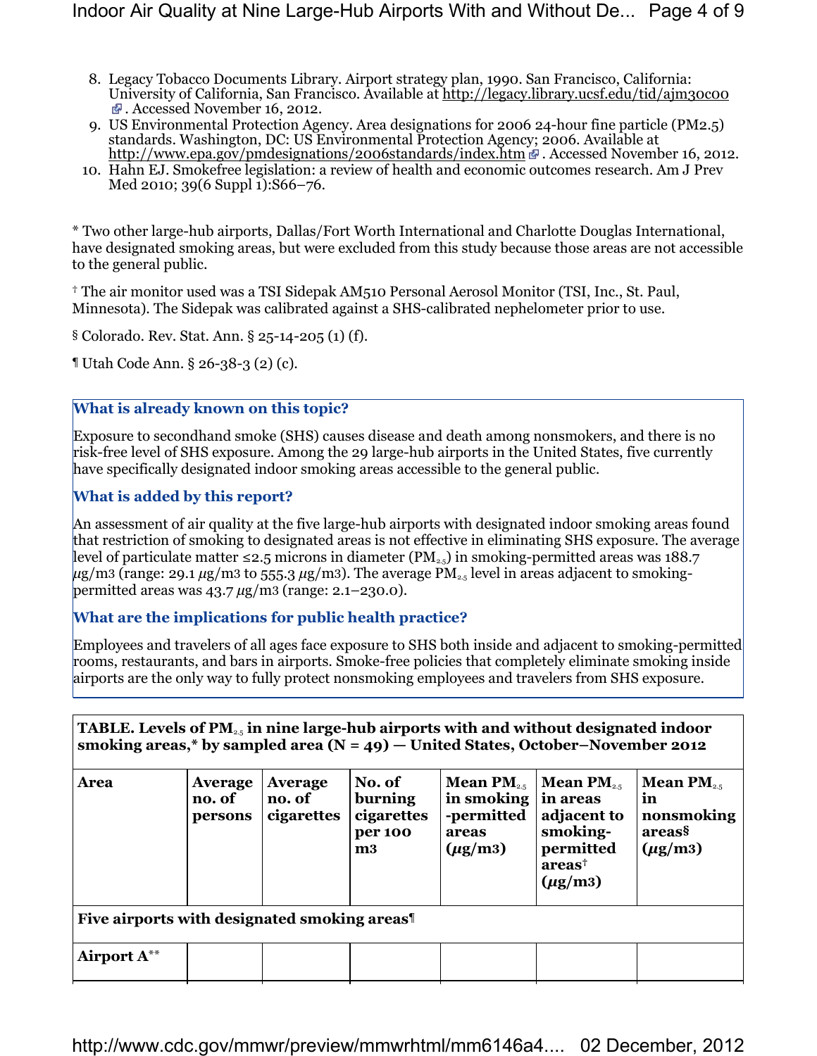8. Legacy Tobacco Documents Library. Airport strategy plan, 1990. San Francisco, California: University of California, San Francisco. Available at http://legacy.library.ucsf.edu/tid/ajm30c00 . Accessed November 16, 2012.
9. US Environmental Protection Agency. Area designations for 2006 24-hour fine particle (PM2.5) standards. Washington, DC: US Environmental Protection Agency; 2006. Available at http://www.epa.gov/pmdesignations/2006standards/index.htm . Accessed November 16, 2012.
10. Hahn EJ. Smokefree legislation: a review of health and economic outcomes research. Am J Prev Med 2010; 39(6 Suppl 1):S66–76.

* Two other large-hub airports, Dallas/Fort Worth International and Charlotte Douglas International, have designated smoking areas, but were excluded from this study because those areas are not accessible to the general public.

† The air monitor used was a TSI Sidepak AM510 Personal Aerosol Monitor (TSI, Inc., St. Paul, Minnesota). The Sidepak was calibrated against a SHS-calibrated nephelometer prior to use.

§ Colorado. Rev. Stat. Ann. § 25-14-205 (1) (f).

¶ Utah Code Ann. § 26-38-3 (2) (c).

### What is already known on this topic?

Exposure to secondhand smoke (SHS) causes disease and death among nonsmokers, and there is no risk-free level of SHS exposure. Among the 29 large-hub airports in the United States, five currently have specifically designated indoor smoking areas accessible to the general public.

### What is added by this report?

An assessment of air quality at the five large-hub airports with designated indoor smoking areas found that restriction of smoking to designated areas is not effective in eliminating SHS exposure. The average level of particulate matter ≤2.5 microns in diameter ($PM_{2.5}$) in smoking-permitted areas was 188.7 $\mu$g/m3 (range: 29.1 $\mu$g/m3 to 555.3 $\mu$g/m3). The average $PM_{2.5}$ level in areas adjacent to smoking-permitted areas was 43.7 $\mu$g/m3 (range: 2.1–230.0).

### What are the implications for public health practice?

Employees and travelers of all ages face exposure to SHS both inside and adjacent to smoking-permitted rooms, restaurants, and bars in airports. Smoke-free policies that completely eliminate smoking inside airports are the only way to fully protect nonsmoking employees and travelers from SHS exposure.

**TABLE. Levels of $PM_{2.5}$ in nine large-hub airports with and without designated indoor smoking areas,* by sampled area (N = 49) — United States, October–November 2012**

| Area | Average no. of persons | Average no. of cigarettes | No. of burning cigarettes per 100 m3 | Mean $PM_{2.5}$ in smoking-permitted areas ($\mu$g/m3) | Mean $PM_{2.5}$ in areas adjacent to smoking-permitted areas† ($\mu$g/m3) | Mean $PM_{2.5}$ in nonsmoking areas§ ($\mu$g/m3) |
|---|---|---|---|---|---|---|
| **Five airports with designated smoking areas¶** | | | | | | |
| **Airport A**** | | | | | | |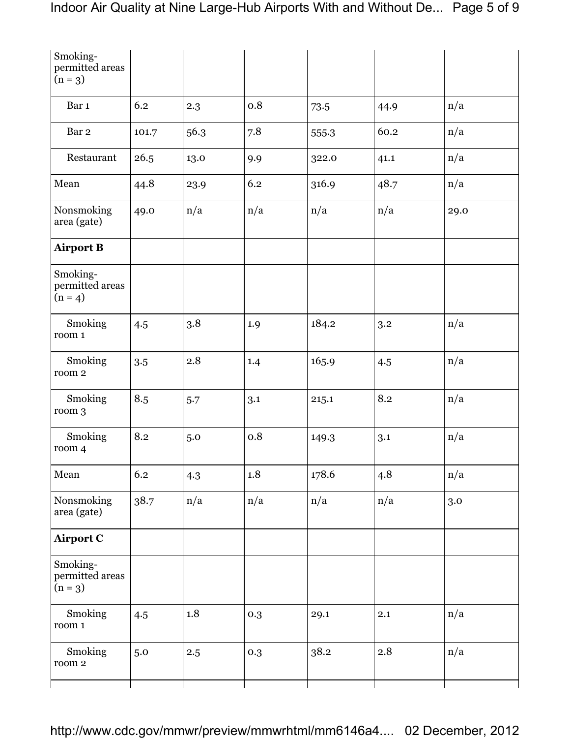| | | | | | | |
|---|---|---|---|---|---|---|
| Smoking-permitted areas (n = 3) | | | | | | |
| Bar 1 | 6.2 | 2.3 | 0.8 | 73.5 | 44.9 | n/a |
| Bar 2 | 101.7 | 56.3 | 7.8 | 555.3 | 60.2 | n/a |
| Restaurant | 26.5 | 13.0 | 9.9 | 322.0 | 41.1 | n/a |
| Mean | 44.8 | 23.9 | 6.2 | 316.9 | 48.7 | n/a |
| Nonsmoking area (gate) | 49.0 | n/a | n/a | n/a | n/a | 29.0 |
| **Airport B** | | | | | | |
| Smoking-permitted areas (n = 4) | | | | | | |
| Smoking room 1 | 4.5 | 3.8 | 1.9 | 184.2 | 3.2 | n/a |
| Smoking room 2 | 3.5 | 2.8 | 1.4 | 165.9 | 4.5 | n/a |
| Smoking room 3 | 8.5 | 5.7 | 3.1 | 215.1 | 8.2 | n/a |
| Smoking room 4 | 8.2 | 5.0 | 0.8 | 149.3 | 3.1 | n/a |
| Mean | 6.2 | 4.3 | 1.8 | 178.6 | 4.8 | n/a |
| Nonsmoking area (gate) | 38.7 | n/a | n/a | n/a | n/a | 3.0 |
| **Airport C** | | | | | | |
| Smoking-permitted areas (n = 3) | | | | | | |
| Smoking room 1 | 4.5 | 1.8 | 0.3 | 29.1 | 2.1 | n/a |
| Smoking room 2 | 5.0 | 2.5 | 0.3 | 38.2 | 2.8 | n/a |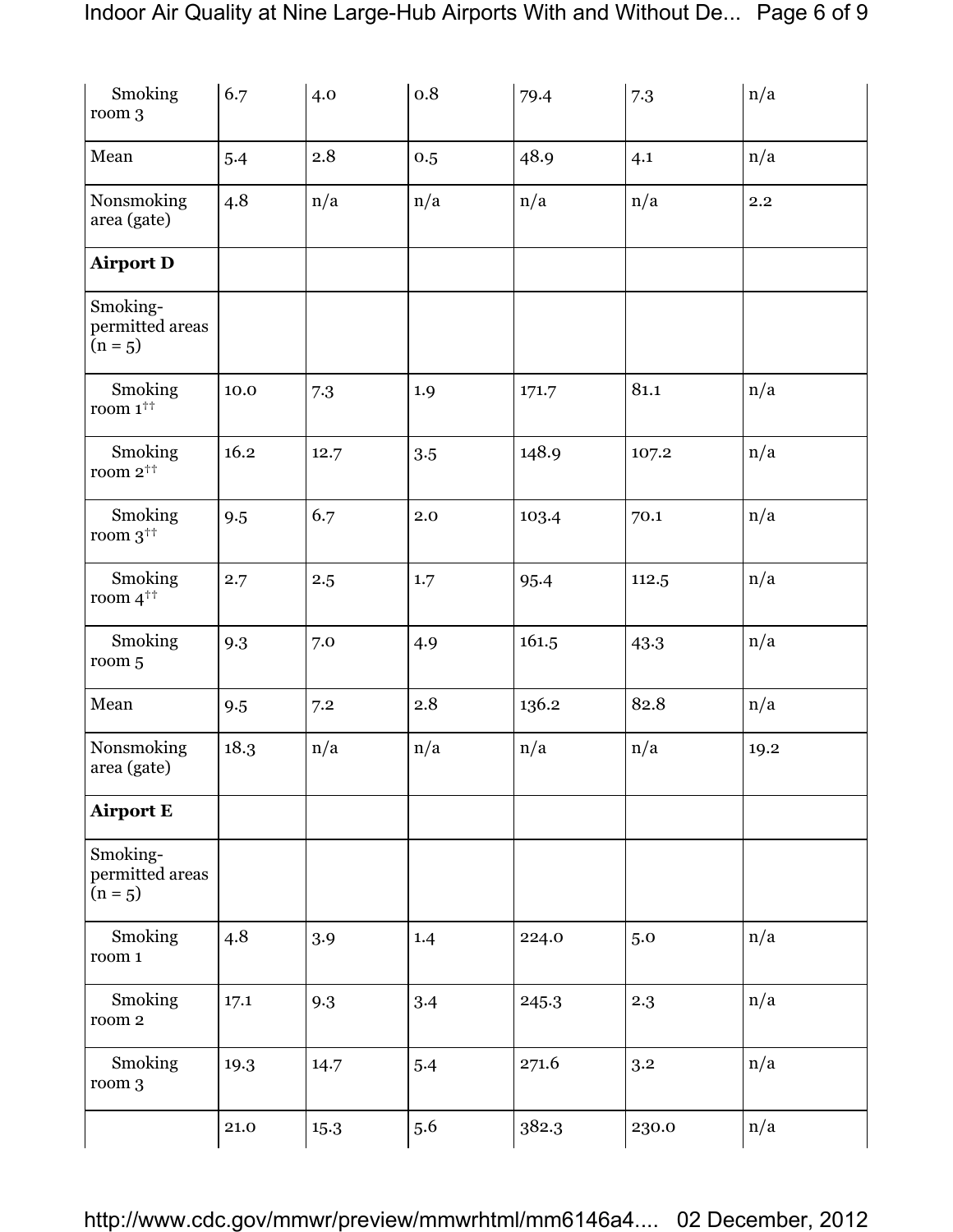| | | | | | | |
|---|---|---|---|---|---|---|
| Smoking room 3 | 6.7 | 4.0 | 0.8 | 79.4 | 7.3 | n/a |
| Mean | 5.4 | 2.8 | 0.5 | 48.9 | 4.1 | n/a |
| Nonsmoking area (gate) | 4.8 | n/a | n/a | n/a | n/a | 2.2 |
| **Airport D** | | | | | | |
| Smoking-permitted areas (n = 5) | | | | | | |
| Smoking room 1[††] | 10.0 | 7.3 | 1.9 | 171.7 | 81.1 | n/a |
| Smoking room 2[††] | 16.2 | 12.7 | 3.5 | 148.9 | 107.2 | n/a |
| Smoking room 3[††] | 9.5 | 6.7 | 2.0 | 103.4 | 70.1 | n/a |
| Smoking room 4[††] | 2.7 | 2.5 | 1.7 | 95.4 | 112.5 | n/a |
| Smoking room 5 | 9.3 | 7.0 | 4.9 | 161.5 | 43.3 | n/a |
| Mean | 9.5 | 7.2 | 2.8 | 136.2 | 82.8 | n/a |
| Nonsmoking area (gate) | 18.3 | n/a | n/a | n/a | n/a | 19.2 |
| **Airport E** | | | | | | |
| Smoking-permitted areas (n = 5) | | | | | | |
| Smoking room 1 | 4.8 | 3.9 | 1.4 | 224.0 | 5.0 | n/a |
| Smoking room 2 | 17.1 | 9.3 | 3.4 | 245.3 | 2.3 | n/a |
| Smoking room 3 | 19.3 | 14.7 | 5.4 | 271.6 | 3.2 | n/a |
| | 21.0 | 15.3 | 5.6 | 382.3 | 230.0 | n/a |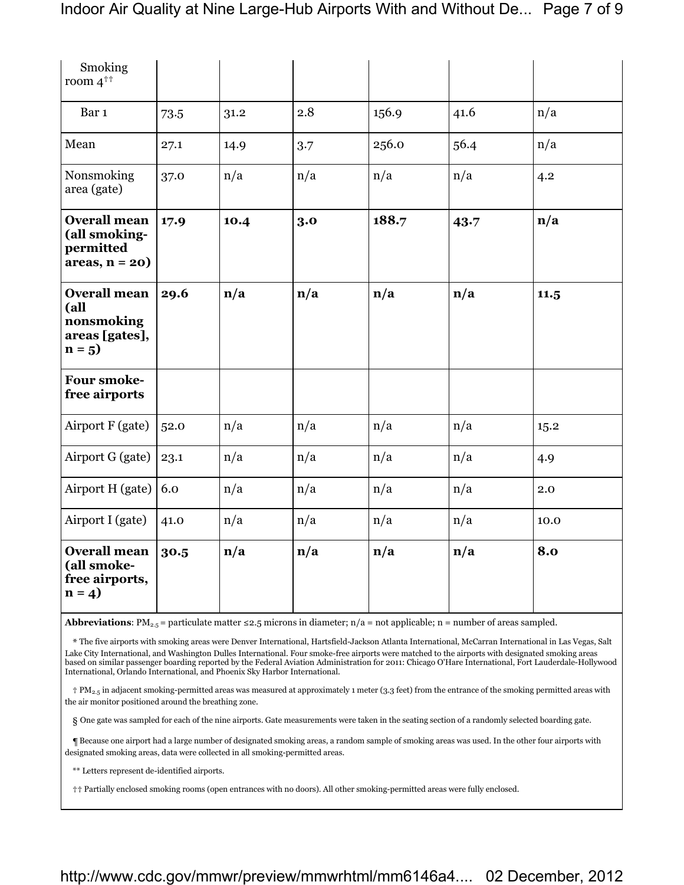| | | | | | | |
|---|---|---|---|---|---|---|
| Smoking room 4[††] | | | | | | |
| Bar 1 | 73.5 | 31.2 | 2.8 | 156.9 | 41.6 | n/a |
| Mean | 27.1 | 14.9 | 3.7 | 256.0 | 56.4 | n/a |
| Nonsmoking area (gate) | 37.0 | n/a | n/a | n/a | n/a | 4.2 |
| **Overall mean (all smoking-permitted areas, n = 20)** | **17.9** | **10.4** | **3.0** | **188.7** | **43.7** | **n/a** |
| **Overall mean (all nonsmoking areas [gates], n = 5)** | **29.6** | **n/a** | **n/a** | **n/a** | **n/a** | **11.5** |
| **Four smoke-free airports** | | | | | | |
| Airport F (gate) | 52.0 | n/a | n/a | n/a | n/a | 15.2 |
| Airport G (gate) | 23.1 | n/a | n/a | n/a | n/a | 4.9 |
| Airport H (gate) | 6.0 | n/a | n/a | n/a | n/a | 2.0 |
| Airport I (gate) | 41.0 | n/a | n/a | n/a | n/a | 10.0 |
| **Overall mean (all smoke-free airports, n = 4)** | **30.5** | **n/a** | **n/a** | **n/a** | **n/a** | **8.0** |

**Abbreviations**: $PM_{2.5}$ = particulate matter ≤2.5 microns in diameter; n/a = not applicable; n = number of areas sampled.

* The five airports with smoking areas were Denver International, Hartsfield-Jackson Atlanta International, McCarran International in Las Vegas, Salt Lake City International, and Washington Dulles International. Four smoke-free airports were matched to the airports with designated smoking areas based on similar passenger boarding reported by the Federal Aviation Administration for 2011: Chicago O'Hare International, Fort Lauderdale-Hollywood International, Orlando International, and Phoenix Sky Harbor International.

† $PM_{2.5}$ in adjacent smoking-permitted areas was measured at approximately 1 meter (3.3 feet) from the entrance of the smoking permitted areas with the air monitor positioned around the breathing zone.

§ One gate was sampled for each of the nine airports. Gate measurements were taken in the seating section of a randomly selected boarding gate.

¶ Because one airport had a large number of designated smoking areas, a random sample of smoking areas was used. In the other four airports with designated smoking areas, data were collected in all smoking-permitted areas.

** Letters represent de-identified airports.

†† Partially enclosed smoking rooms (open entrances with no doors). All other smoking-permitted areas were fully enclosed.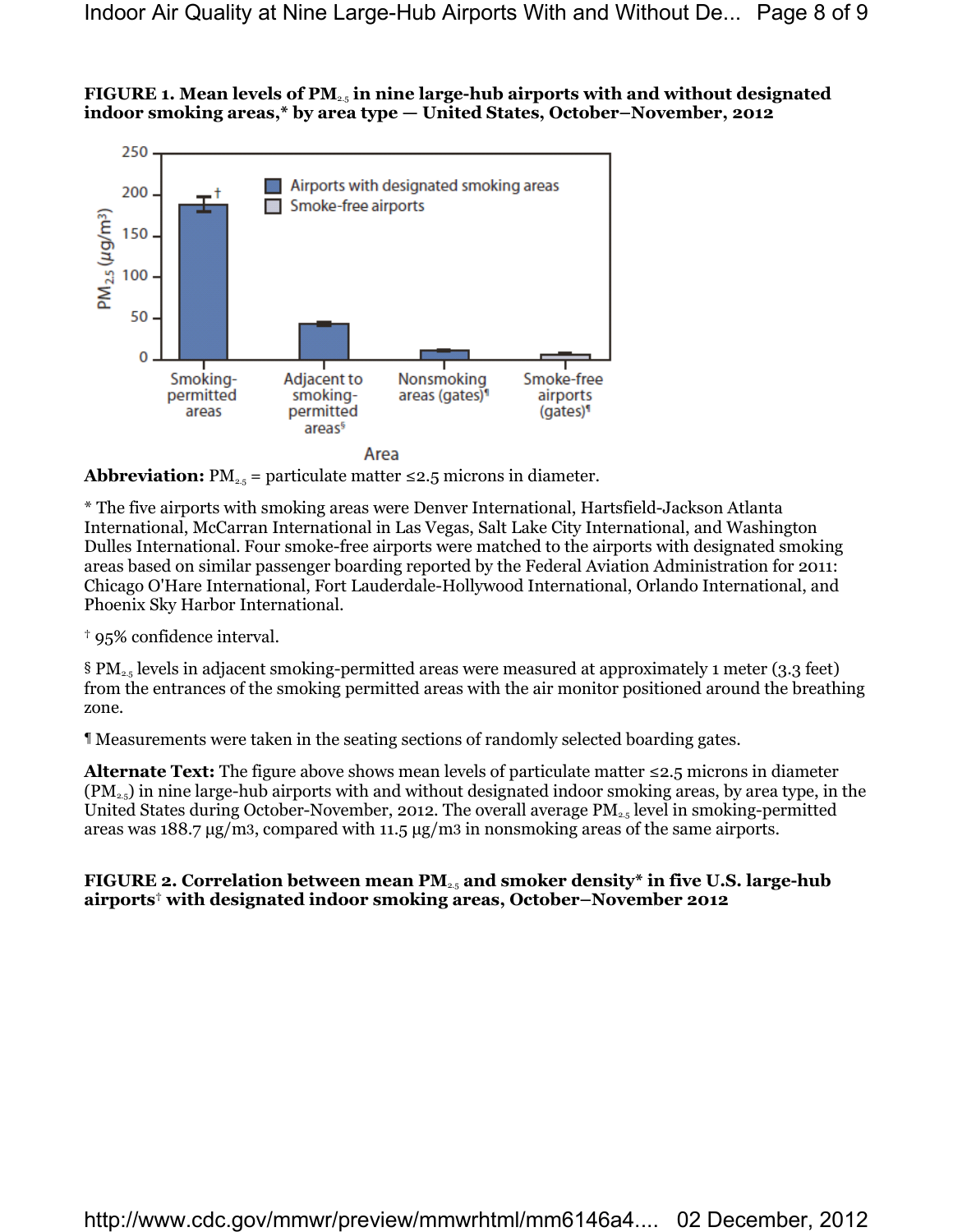**FIGURE 1. Mean levels of $PM_{2.5}$ in nine large-hub airports with and without designated indoor smoking areas,* by area type — United States, October–November, 2012**

**Abbreviation:** $PM_{2.5}$ = particulate matter ≤2.5 microns in diameter.

* The five airports with smoking areas were Denver International, Hartsfield-Jackson Atlanta International, McCarran International in Las Vegas, Salt Lake City International, and Washington Dulles International. Four smoke-free airports were matched to the airports with designated smoking areas based on similar passenger boarding reported by the Federal Aviation Administration for 2011: Chicago O'Hare International, Fort Lauderdale-Hollywood International, Orlando International, and Phoenix Sky Harbor International.

† 95% confidence interval.

§ $PM_{2.5}$ levels in adjacent smoking-permitted areas were measured at approximately 1 meter (3.3 feet) from the entrances of the smoking permitted areas with the air monitor positioned around the breathing zone.

¶ Measurements were taken in the seating sections of randomly selected boarding gates.

**Alternate Text:** The figure above shows mean levels of particulate matter ≤2.5 microns in diameter ($PM_{2.5}$) in nine large-hub airports with and without designated indoor smoking areas, by area type, in the United States during October-November, 2012. The overall average $PM_{2.5}$ level in smoking-permitted areas was 188.7 µg/m3, compared with 11.5 µg/m3 in nonsmoking areas of the same airports.

**FIGURE 2. Correlation between mean $PM_{2.5}$ and smoker density* in five U.S. large-hub airports† with designated indoor smoking areas, October–November 2012**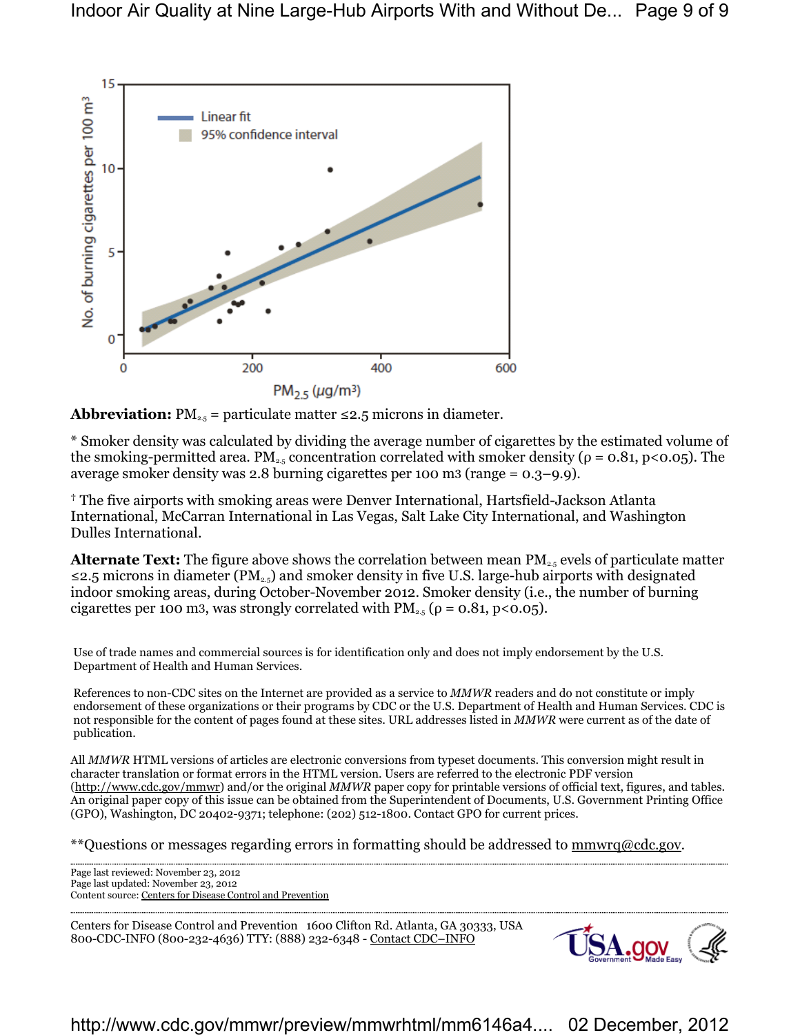Linear fit

95% confidence interval

No. of burning cigarettes per 100 $m^3$

15

10

5

0

0

200

400

600

$PM_{2.5}$ ($\mu g/m^3$)

**Abbreviation:** $PM_{2.5}$ = particulate matter ≤2.5 microns in diameter.

* Smoker density was calculated by dividing the average number of cigarettes by the estimated volume of the smoking-permitted area. $PM_{2.5}$ concentration correlated with smoker density ($\rho$ = 0.81, $p<0.05$). The average smoker density was 2.8 burning cigarettes per 100 m3 (range = 0.3–9.9).

† The five airports with smoking areas were Denver International, Hartsfield-Jackson Atlanta International, McCarran International in Las Vegas, Salt Lake City International, and Washington Dulles International.

**Alternate Text:** The figure above shows the correlation between mean $PM_{2.5}$ evels of particulate matter ≤2.5 microns in diameter ($PM_{2.5}$) and smoker density in five U.S. large-hub airports with designated indoor smoking areas, during October-November 2012. Smoker density (i.e., the number of burning cigarettes per 100 m3, was strongly correlated with $PM_{2.5}$ ($\rho$ = 0.81, $p<0.05$).

Use of trade names and commercial sources is for identification only and does not imply endorsement by the U.S. Department of Health and Human Services.

References to non-CDC sites on the Internet are provided as a service to *MMWR* readers and do not constitute or imply endorsement of these organizations or their programs by CDC or the U.S. Department of Health and Human Services. CDC is not responsible for the content of pages found at these sites. URL addresses listed in *MMWR* were current as of the date of publication.

All *MMWR* HTML versions of articles are electronic conversions from typeset documents. This conversion might result in character translation or format errors in the HTML version. Users are referred to the electronic PDF version (http://www.cdc.gov/mmwr) and/or the original *MMWR* paper copy for printable versions of official text, figures, and tables. An original paper copy of this issue can be obtained from the Superintendent of Documents, U.S. Government Printing Office (GPO), Washington, DC 20402-9371; telephone: (202) 512-1800. Contact GPO for current prices.

**Questions or messages regarding errors in formatting should be addressed to mmwrq@cdc.gov.

Page last reviewed: November 23, 2012
Page last updated: November 23, 2012
Content source: Centers for Disease Control and Prevention

Centers for Disease Control and Prevention 1600 Clifton Rd. Atlanta, GA 30333, USA
800-CDC-INFO (800-232-4636) TTY: (888) 232-6348 - Contact CDC–INFO